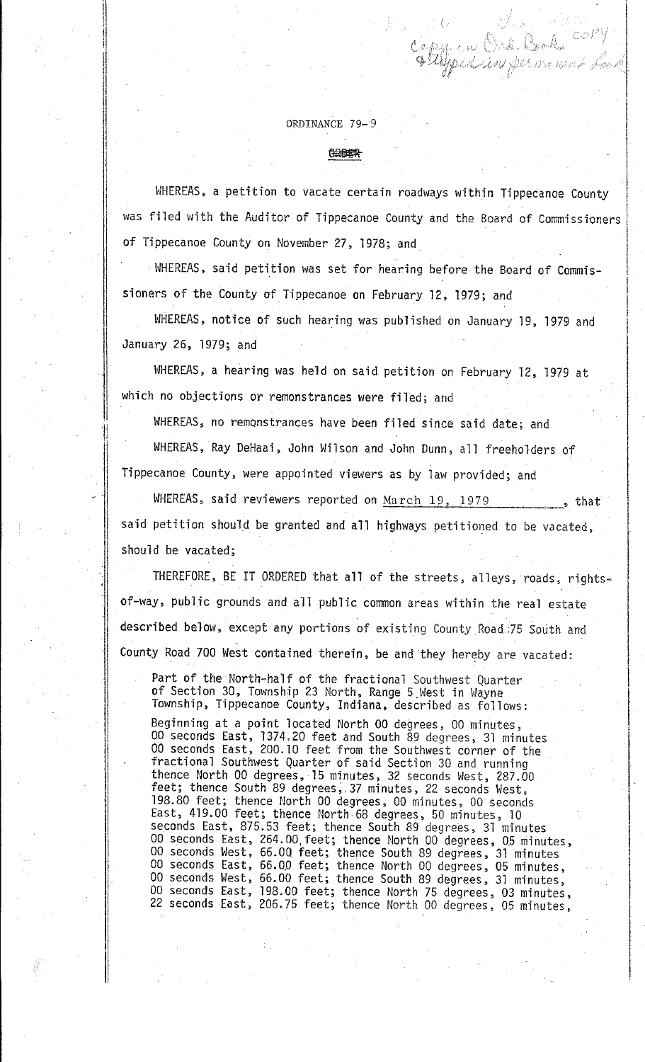Copy in Ord. Book COPY
Stamped in permanent book

# ORDINANCE 79-9

~~ORDER~~

WHEREAS, a petition to vacate certain roadways within Tippecanoe County was filed with the Auditor of Tippecanoe County and the Board of Commissioners of Tippecanoe County on November 27, 1978; and

WHEREAS, said petition was set for hearing before the Board of Commissioners of the County of Tippecanoe on February 12, 1979; and

WHEREAS, notice of such hearing was published on January 19, 1979 and January 26, 1979; and

WHEREAS, a hearing was held on said petition on February 12, 1979 at which no objections or remonstrances were filed; and

WHEREAS, no remonstrances have been filed since said date; and

WHEREAS, Ray DeHaai, John Wilson and John Dunn, all freeholders of Tippecanoe County, were appointed viewers as by law provided; and

WHEREAS, said reviewers reported on March 19, 1979, that said petition should be granted and all highways petitioned to be vacated, should be vacated;

THEREFORE, BE IT ORDERED that all of the streets, alleys, roads, rights-of-way, public grounds and all public common areas within the real estate described below, except any portions of existing County Road 75 South and County Road 700 West contained therein, be and they hereby are vacated:

Part of the North-half of the fractional Southwest Quarter of Section 30, Township 23 North, Range 5 West in Wayne Township, Tippecanoe County, Indiana, described as follows:

Beginning at a point located North 00 degrees, 00 minutes, 00 seconds East, 1374.20 feet and South 89 degrees, 31 minutes 00 seconds East, 200.10 feet from the Southwest corner of the fractional Southwest Quarter of said Section 30 and running thence North 00 degrees, 15 minutes, 32 seconds West, 287.00 feet; thence South 89 degrees, 37 minutes, 22 seconds West, 198.80 feet; thence North 00 degrees, 00 minutes, 00 seconds East, 419.00 feet; thence North 68 degrees, 50 minutes, 10 seconds East, 875.53 feet; thence South 89 degrees, 31 minutes 00 seconds East, 264.00 feet; thence North 00 degrees, 05 minutes, 00 seconds West, 66.00 feet; thence South 89 degrees, 31 minutes 00 seconds East, 66.00 feet; thence North 00 degrees, 05 minutes, 00 seconds West, 66.00 feet; thence South 89 degrees, 31 minutes, 00 seconds East, 198.00 feet; thence North 75 degrees, 03 minutes, 22 seconds East, 206.75 feet; thence North 00 degrees, 05 minutes,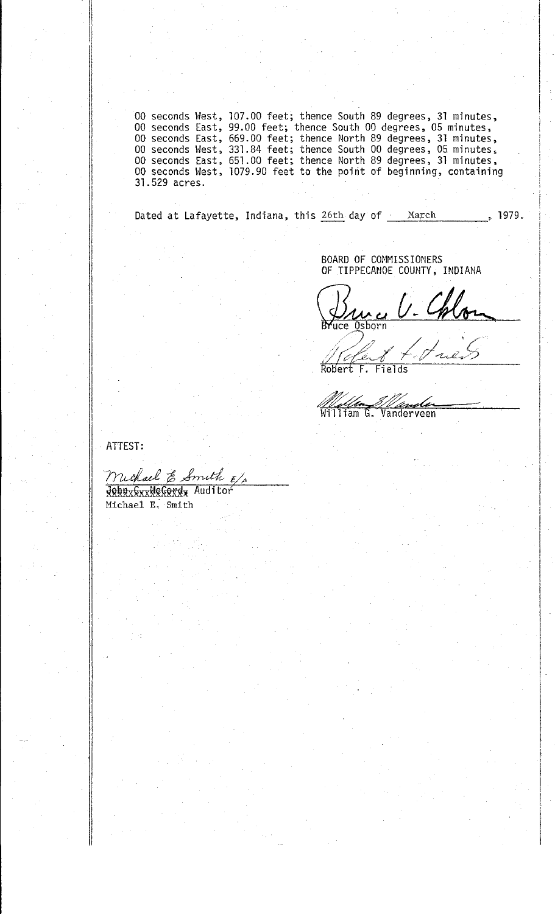00 seconds West, 107.00 feet; thence South 89 degrees, 31 minutes, 00 seconds East, 99.00 feet; thence South 00 degrees, 05 minutes, 00 seconds East, 669.00 feet; thence North 89 degrees, 31 minutes, 00 seconds West, 331.84 feet; thence South 00 degrees, 05 minutes, 00 seconds East, 651.00 feet; thence North 89 degrees, 31 minutes, 00 seconds West, 1079.90 feet to the point of beginning, containing 31.529 acres.

Dated at Lafayette, Indiana, this 26th day of March, 1979.

BOARD OF COMMISSIONERS
OF TIPPECANOE COUNTY, INDIANA

Bruce V. Osborn
Bruce Osborn

Robert F. Fields
Robert F. Fields

William G. Vanderveen
William G. Vanderveen

ATTEST:

Michael E. Smith E/A
~~John G. McCord~~ Auditor
Michael E. Smith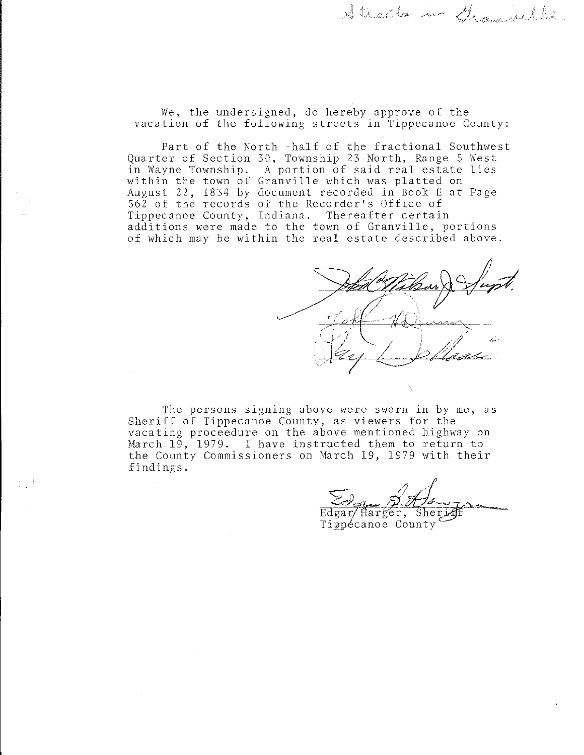Streets in Granville

We, the undersigned, do hereby approve of the vacation of the following streets in Tippecanoe County:

Part of the North -half of the fractional Southwest Quarter of Section 30, Township 23 North, Range 5 West in Wayne Township. A portion of said real estate lies within the town of Granville which was platted on August 22, 1834 by document recorded in Book E at Page 562 of the records of the Recorder's Office of Tippecanoe County, Indiana. Thereafter certain additions were made to the town of Granville, portions of which may be within the real estate described above.

John Wilson Jr. Supt.

John H. Dunn

Gary L. Dellaire

The persons signing above were sworn in by me, as Sheriff of Tippecanoe County, as viewers for the vacating proceedure on the above mentioned highway on March 19, 1979. I have instructed them to return to the County Commissioners on March 19, 1979 with their findings.

Edgar Harger, Sheriff
Tippecanoe County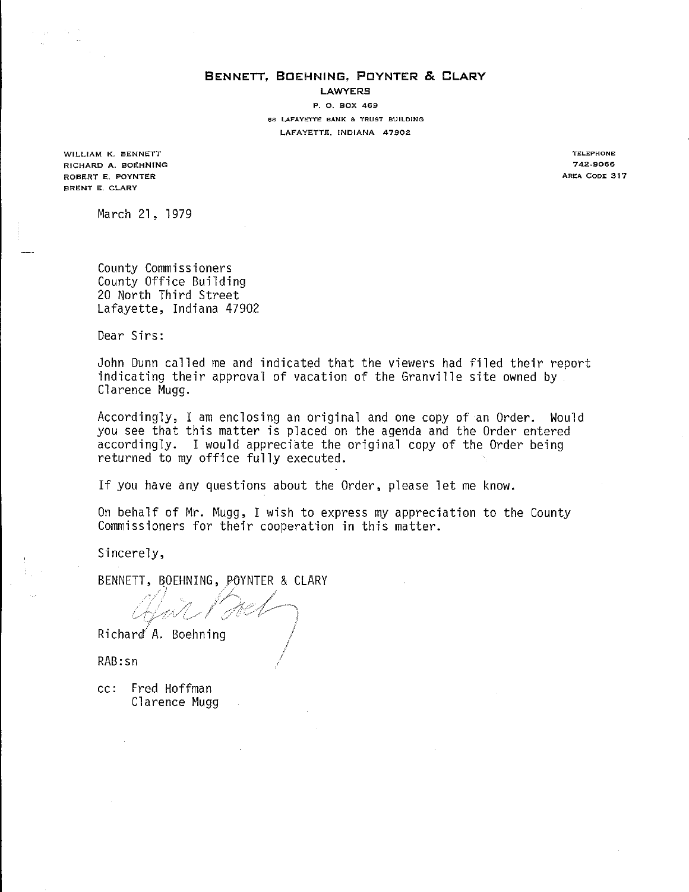# BENNETT, BOEHNING, POYNTER & CLARY

**LAWYERS**

P. O. BOX 469
68 LAFAYETTE BANK & TRUST BUILDING
LAFAYETTE, INDIANA 47902

WILLIAM K. BENNETT
RICHARD A. BOEHNING
ROBERT E. POYNTER
BRENT E. CLARY

TELEPHONE
742-9066
AREA CODE 317

March 21, 1979

County Commissioners
County Office Building
20 North Third Street
Lafayette, Indiana 47902

Dear Sirs:

John Dunn called me and indicated that the viewers had filed their report indicating their approval of vacation of the Granville site owned by Clarence Mugg.

Accordingly, I am enclosing an original and one copy of an Order. Would you see that this matter is placed on the agenda and the Order entered accordingly. I would appreciate the original copy of the Order being returned to my office fully executed.

If you have any questions about the Order, please let me know.

On behalf of Mr. Mugg, I wish to express my appreciation to the County Commissioners for their cooperation in this matter.

Sincerely,

BENNETT, BOEHNING, POYNTER & CLARY

Richard A. Boehning

RAB:sn

cc: Fred Hoffman
Clarence Mugg